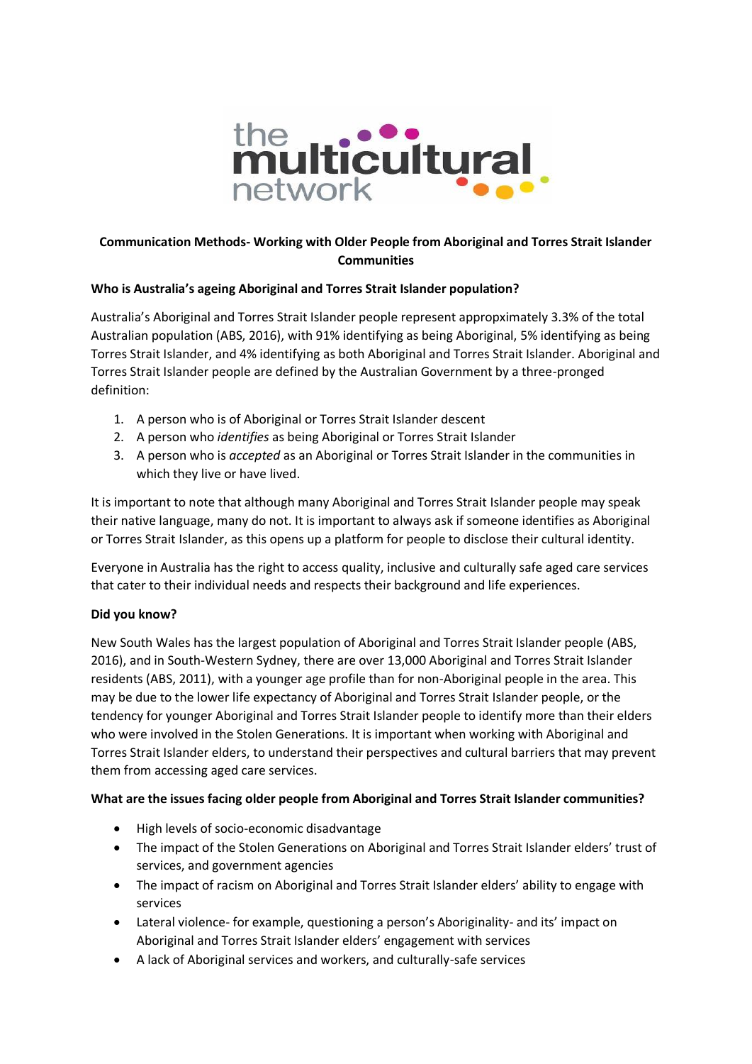the multicultural network

**Communication Methods- Working with Older People from Aboriginal and Torres Strait Islander Communities**

**Who is Australia's ageing Aboriginal and Torres Strait Islander population?**

Australia's Aboriginal and Torres Strait Islander people represent appropximately 3.3% of the total Australian population (ABS, 2016), with 91% identifying as being Aboriginal, 5% identifying as being Torres Strait Islander, and 4% identifying as both Aboriginal and Torres Strait Islander. Aboriginal and Torres Strait Islander people are defined by the Australian Government by a three-pronged definition:

1. A person who is of Aboriginal or Torres Strait Islander descent
2. A person who *identifies* as being Aboriginal or Torres Strait Islander
3. A person who is *accepted* as an Aboriginal or Torres Strait Islander in the communities in which they live or have lived.

It is important to note that although many Aboriginal and Torres Strait Islander people may speak their native language, many do not. It is important to always ask if someone identifies as Aboriginal or Torres Strait Islander, as this opens up a platform for people to disclose their cultural identity.

Everyone in Australia has the right to access quality, inclusive and culturally safe aged care services that cater to their individual needs and respects their background and life experiences.

**Did you know?**

New South Wales has the largest population of Aboriginal and Torres Strait Islander people (ABS, 2016), and in South-Western Sydney, there are over 13,000 Aboriginal and Torres Strait Islander residents (ABS, 2011), with a younger age profile than for non-Aboriginal people in the area. This may be due to the lower life expectancy of Aboriginal and Torres Strait Islander people, or the tendency for younger Aboriginal and Torres Strait Islander people to identify more than their elders who were involved in the Stolen Generations. It is important when working with Aboriginal and Torres Strait Islander elders, to understand their perspectives and cultural barriers that may prevent them from accessing aged care services.

**What are the issues facing older people from Aboriginal and Torres Strait Islander communities?**

- High levels of socio-economic disadvantage
- The impact of the Stolen Generations on Aboriginal and Torres Strait Islander elders' trust of services, and government agencies
- The impact of racism on Aboriginal and Torres Strait Islander elders' ability to engage with services
- Lateral violence- for example, questioning a person's Aboriginality- and its' impact on Aboriginal and Torres Strait Islander elders' engagement with services
- A lack of Aboriginal services and workers, and culturally-safe services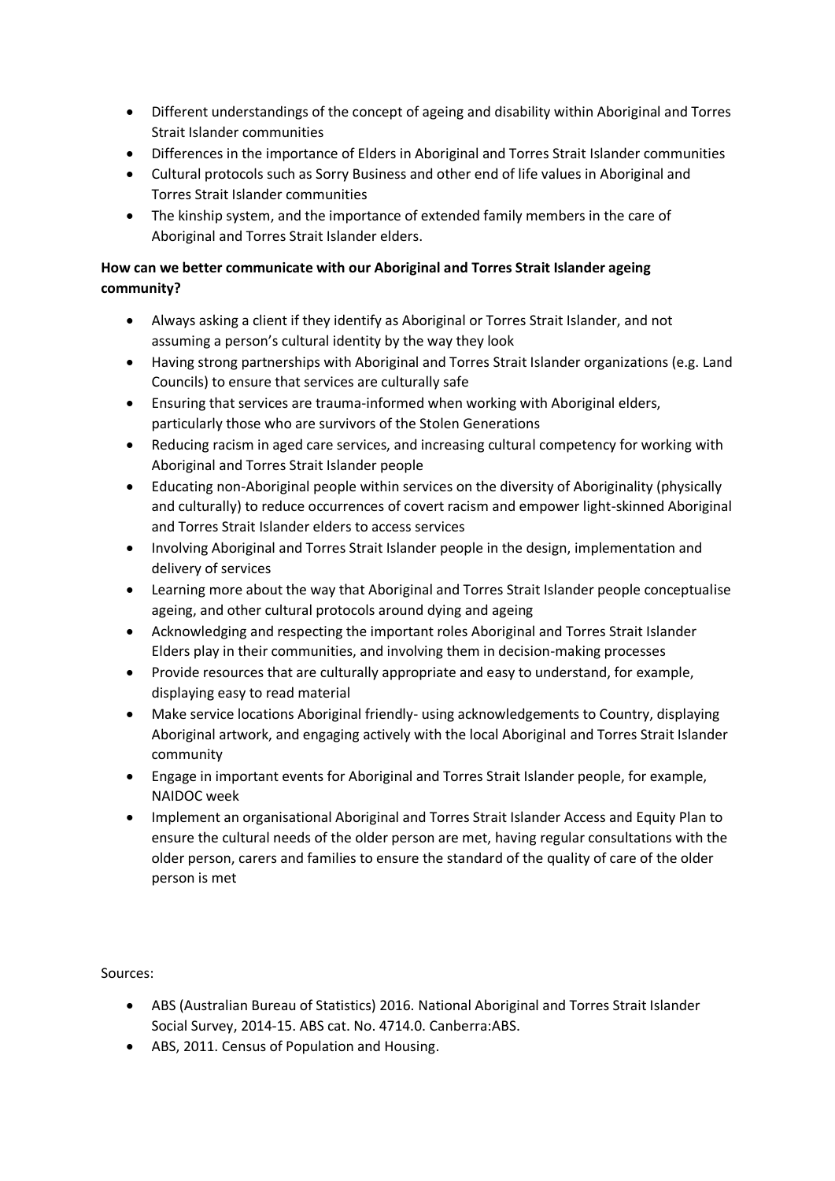- Different understandings of the concept of ageing and disability within Aboriginal and Torres Strait Islander communities
- Differences in the importance of Elders in Aboriginal and Torres Strait Islander communities
- Cultural protocols such as Sorry Business and other end of life values in Aboriginal and Torres Strait Islander communities
- The kinship system, and the importance of extended family members in the care of Aboriginal and Torres Strait Islander elders.

**How can we better communicate with our Aboriginal and Torres Strait Islander ageing community?**

- Always asking a client if they identify as Aboriginal or Torres Strait Islander, and not assuming a person's cultural identity by the way they look
- Having strong partnerships with Aboriginal and Torres Strait Islander organizations (e.g. Land Councils) to ensure that services are culturally safe
- Ensuring that services are trauma-informed when working with Aboriginal elders, particularly those who are survivors of the Stolen Generations
- Reducing racism in aged care services, and increasing cultural competency for working with Aboriginal and Torres Strait Islander people
- Educating non-Aboriginal people within services on the diversity of Aboriginality (physically and culturally) to reduce occurrences of covert racism and empower light-skinned Aboriginal and Torres Strait Islander elders to access services
- Involving Aboriginal and Torres Strait Islander people in the design, implementation and delivery of services
- Learning more about the way that Aboriginal and Torres Strait Islander people conceptualise ageing, and other cultural protocols around dying and ageing
- Acknowledging and respecting the important roles Aboriginal and Torres Strait Islander Elders play in their communities, and involving them in decision-making processes
- Provide resources that are culturally appropriate and easy to understand, for example, displaying easy to read material
- Make service locations Aboriginal friendly- using acknowledgements to Country, displaying Aboriginal artwork, and engaging actively with the local Aboriginal and Torres Strait Islander community
- Engage in important events for Aboriginal and Torres Strait Islander people, for example, NAIDOC week
- Implement an organisational Aboriginal and Torres Strait Islander Access and Equity Plan to ensure the cultural needs of the older person are met, having regular consultations with the older person, carers and families to ensure the standard of the quality of care of the older person is met

Sources:

- ABS (Australian Bureau of Statistics) 2016. National Aboriginal and Torres Strait Islander Social Survey, 2014-15. ABS cat. No. 4714.0. Canberra:ABS.
- ABS, 2011. Census of Population and Housing.